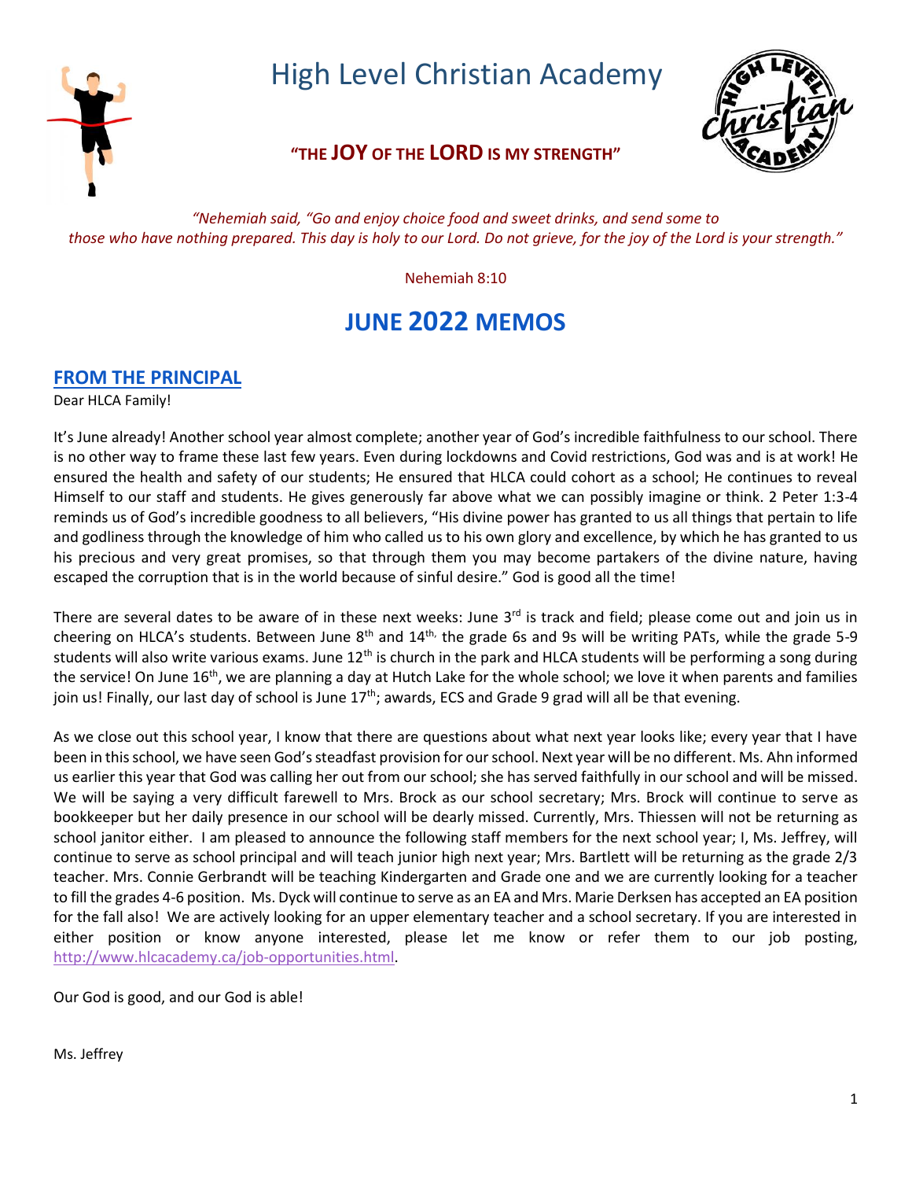# High Level Christian Academy

**"THE JOY OF THE LORD IS MY STRENGTH"**

*"Nehemiah said, "Go and enjoy choice food and sweet drinks, and send some to those who have nothing prepared. This day is holy to our Lord. Do not grieve, for the joy of the Lord is your strength."*

Nehemiah 8:10

# JUNE 2022 MEMOS

## FROM THE PRINCIPAL

Dear HLCA Family!

It's June already! Another school year almost complete; another year of God's incredible faithfulness to our school. There is no other way to frame these last few years. Even during lockdowns and Covid restrictions, God was and is at work! He ensured the health and safety of our students; He ensured that HLCA could cohort as a school; He continues to reveal Himself to our staff and students. He gives generously far above what we can possibly imagine or think. 2 Peter 1:3-4 reminds us of God's incredible goodness to all believers, "His divine power has granted to us all things that pertain to life and godliness through the knowledge of him who called us to his own glory and excellence, by which he has granted to us his precious and very great promises, so that through them you may become partakers of the divine nature, having escaped the corruption that is in the world because of sinful desire." God is good all the time!

There are several dates to be aware of in these next weeks: June 3rd is track and field; please come out and join us in cheering on HLCA's students. Between June 8th and 14th, the grade 6s and 9s will be writing PATs, while the grade 5-9 students will also write various exams. June 12th is church in the park and HLCA students will be performing a song during the service! On June 16th, we are planning a day at Hutch Lake for the whole school; we love it when parents and families join us! Finally, our last day of school is June 17th; awards, ECS and Grade 9 grad will all be that evening.

As we close out this school year, I know that there are questions about what next year looks like; every year that I have been in this school, we have seen God's steadfast provision for our school. Next year will be no different. Ms. Ahn informed us earlier this year that God was calling her out from our school; she has served faithfully in our school and will be missed. We will be saying a very difficult farewell to Mrs. Brock as our school secretary; Mrs. Brock will continue to serve as bookkeeper but her daily presence in our school will be dearly missed. Currently, Mrs. Thiessen will not be returning as school janitor either. I am pleased to announce the following staff members for the next school year; I, Ms. Jeffrey, will continue to serve as school principal and will teach junior high next year; Mrs. Bartlett will be returning as the grade 2/3 teacher. Mrs. Connie Gerbrandt will be teaching Kindergarten and Grade one and we are currently looking for a teacher to fill the grades 4-6 position. Ms. Dyck will continue to serve as an EA and Mrs. Marie Derksen has accepted an EA position for the fall also! We are actively looking for an upper elementary teacher and a school secretary. If you are interested in either position or know anyone interested, please let me know or refer them to our job posting, http://www.hlcacademy.ca/job-opportunities.html.

Our God is good, and our God is able!

Ms. Jeffrey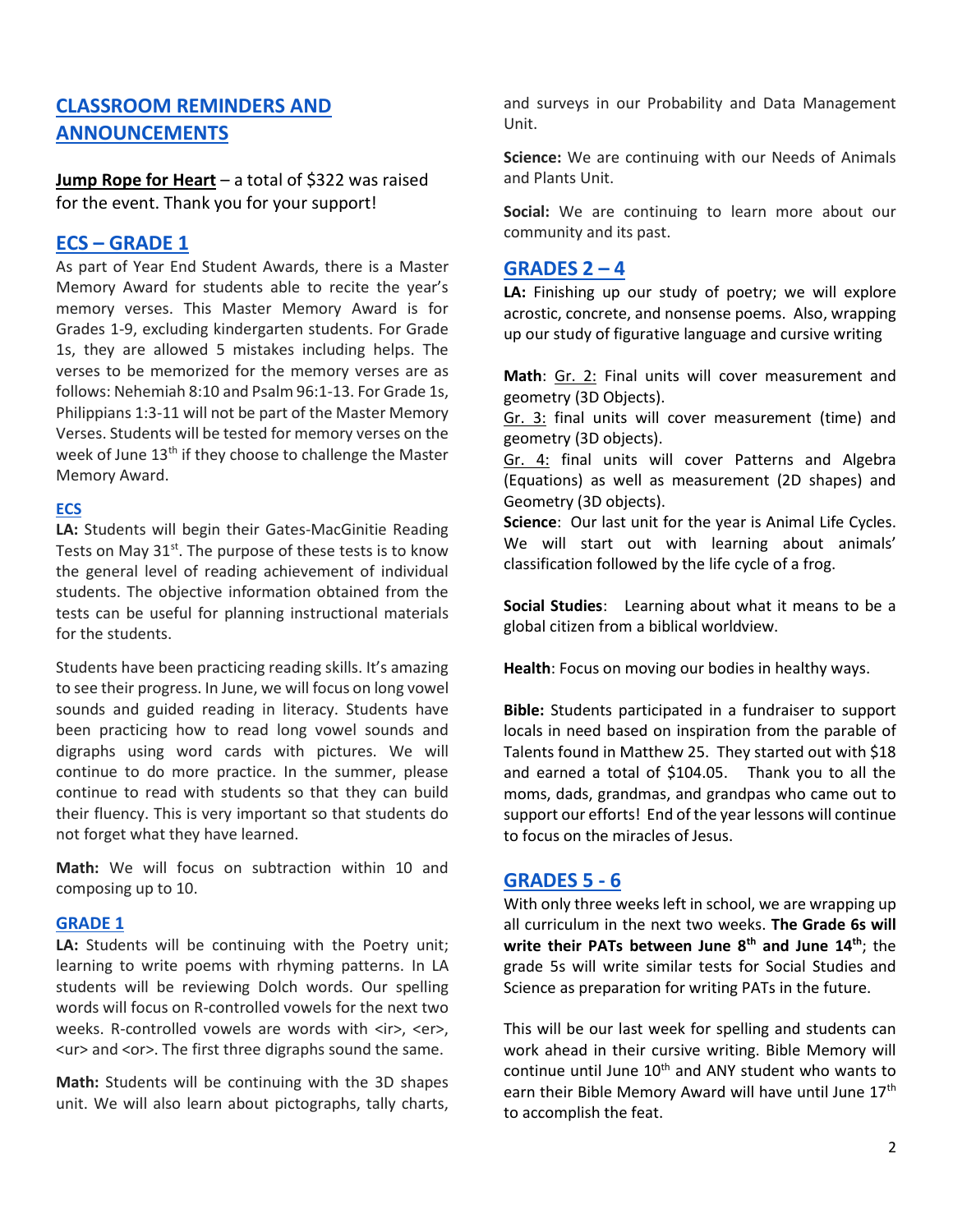## CLASSROOM REMINDERS AND ANNOUNCEMENTS

**Jump Rope for Heart** – a total of $322 was raised for the event. Thank you for your support!

## ECS – GRADE 1

As part of Year End Student Awards, there is a Master Memory Award for students able to recite the year's memory verses. This Master Memory Award is for Grades 1-9, excluding kindergarten students. For Grade 1s, they are allowed 5 mistakes including helps. The verses to be memorized for the memory verses are as follows: Nehemiah 8:10 and Psalm 96:1-13. For Grade 1s, Philippians 1:3-11 will not be part of the Master Memory Verses. Students will be tested for memory verses on the week of June 13th if they choose to challenge the Master Memory Award.

### ECS

**LA:** Students will begin their Gates-MacGinitie Reading Tests on May 31st. The purpose of these tests is to know the general level of reading achievement of individual students. The objective information obtained from the tests can be useful for planning instructional materials for the students.

Students have been practicing reading skills. It's amazing to see their progress. In June, we will focus on long vowel sounds and guided reading in literacy. Students have been practicing how to read long vowel sounds and digraphs using word cards with pictures. We will continue to do more practice. In the summer, please continue to read with students so that they can build their fluency. This is very important so that students do not forget what they have learned.

**Math:** We will focus on subtraction within 10 and composing up to 10.

### GRADE 1

**LA:** Students will be continuing with the Poetry unit; learning to write poems with rhyming patterns. In LA students will be reviewing Dolch words. Our spelling words will focus on R-controlled vowels for the next two weeks. R-controlled vowels are words with <ir>, <er>, <ur> and <or>. The first three digraphs sound the same.

**Math:** Students will be continuing with the 3D shapes unit. We will also learn about pictographs, tally charts, and surveys in our Probability and Data Management Unit.

**Science:** We are continuing with our Needs of Animals and Plants Unit.

**Social:** We are continuing to learn more about our community and its past.

## GRADES 2 – 4

**LA:** Finishing up our study of poetry; we will explore acrostic, concrete, and nonsense poems. Also, wrapping up our study of figurative language and cursive writing

**Math**: Gr. 2: Final units will cover measurement and geometry (3D Objects).
Gr. 3: final units will cover measurement (time) and geometry (3D objects).
Gr. 4: final units will cover Patterns and Algebra (Equations) as well as measurement (2D shapes) and Geometry (3D objects).
**Science**: Our last unit for the year is Animal Life Cycles. We will start out with learning about animals' classification followed by the life cycle of a frog.

**Social Studies**: Learning about what it means to be a global citizen from a biblical worldview.

**Health**: Focus on moving our bodies in healthy ways.

**Bible:** Students participated in a fundraiser to support locals in need based on inspiration from the parable of Talents found in Matthew 25. They started out with $18 and earned a total of $104.05. Thank you to all the moms, dads, grandmas, and grandpas who came out to support our efforts! End of the year lessons will continue to focus on the miracles of Jesus.

## GRADES 5 - 6

With only three weeks left in school, we are wrapping up all curriculum in the next two weeks. **The Grade 6s will write their PATs between June 8th and June 14th**; the grade 5s will write similar tests for Social Studies and Science as preparation for writing PATs in the future.

This will be our last week for spelling and students can work ahead in their cursive writing. Bible Memory will continue until June 10th and ANY student who wants to earn their Bible Memory Award will have until June 17th to accomplish the feat.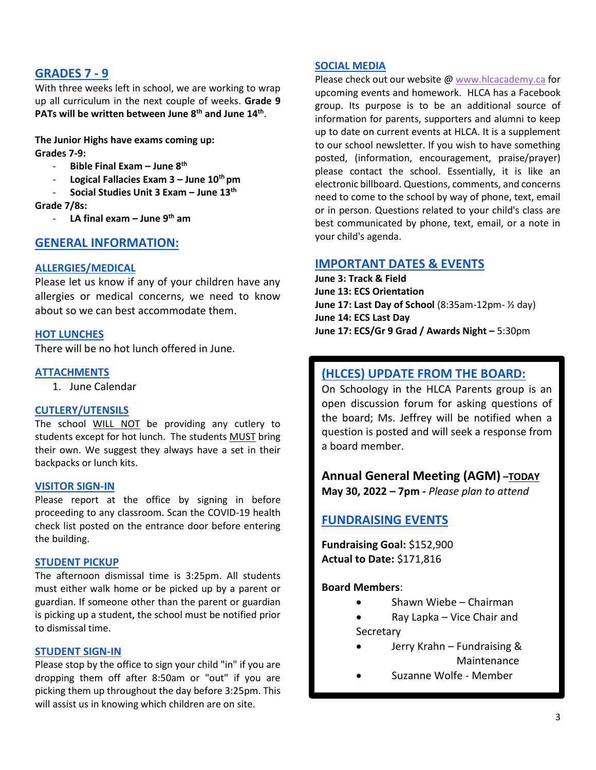## GRADES 7 - 9

With three weeks left in school, we are working to wrap up all curriculum in the next couple of weeks. **Grade 9 PATs will be written between June 8th and June 14th**.

**The Junior Highs have exams coming up:**
**Grades 7-9:**

- **Bible Final Exam – June 8th**
- **Logical Fallacies Exam 3 – June 10th pm**
- **Social Studies Unit 3 Exam – June 13th**

**Grade 7/8s:**

- **LA final exam – June 9th am**

## GENERAL INFORMATION:

### ALLERGIES/MEDICAL

Please let us know if any of your children have any allergies or medical concerns, we need to know about so we can best accommodate them.

### HOT LUNCHES

There will be no hot lunch offered in June.

### ATTACHMENTS

1. June Calendar

### CUTLERY/UTENSILS

The school WILL NOT be providing any cutlery to students except for hot lunch. The students MUST bring their own. We suggest they always have a set in their backpacks or lunch kits.

### VISITOR SIGN-IN

Please report at the office by signing in before proceeding to any classroom. Scan the COVID-19 health check list posted on the entrance door before entering the building.

### STUDENT PICKUP

The afternoon dismissal time is 3:25pm. All students must either walk home or be picked up by a parent or guardian. If someone other than the parent or guardian is picking up a student, the school must be notified prior to dismissal time.

### STUDENT SIGN-IN

Please stop by the office to sign your child "in" if you are dropping them off after 8:50am or "out" if you are picking them up throughout the day before 3:25pm. This will assist us in knowing which children are on site.

### SOCIAL MEDIA

Please check out our website @ www.hlcacademy.ca for upcoming events and homework. HLCA has a Facebook group. Its purpose is to be an additional source of information for parents, supporters and alumni to keep up to date on current events at HLCA. It is a supplement to our school newsletter. If you wish to have something posted, (information, encouragement, praise/prayer) please contact the school. Essentially, it is like an electronic billboard. Questions, comments, and concerns need to come to the school by way of phone, text, email or in person. Questions related to your child's class are best communicated by phone, text, email, or a note in your child's agenda.

## IMPORTANT DATES & EVENTS

**June 3: Track & Field**
**June 13: ECS Orientation**
**June 17: Last Day of School** (8:35am-12pm- ½ day)
**June 14: ECS Last Day**
**June 17: ECS/Gr 9 Grad / Awards Night –** 5:30pm

## (HLCES) UPDATE FROM THE BOARD:

On Schoology in the HLCA Parents group is an open discussion forum for asking questions of the board; Ms. Jeffrey will be notified when a question is posted and will seek a response from a board member.

### Annual General Meeting (AGM) –TODAY

**May 30, 2022 – 7pm -** *Please plan to attend*

## FUNDRAISING EVENTS

**Fundraising Goal:** $152,900
**Actual to Date:** $171,816

**Board Members**:

- Shawn Wiebe – Chairman
- Ray Lapka – Vice Chair and Secretary
- Jerry Krahn – Fundraising & Maintenance
- Suzanne Wolfe - Member